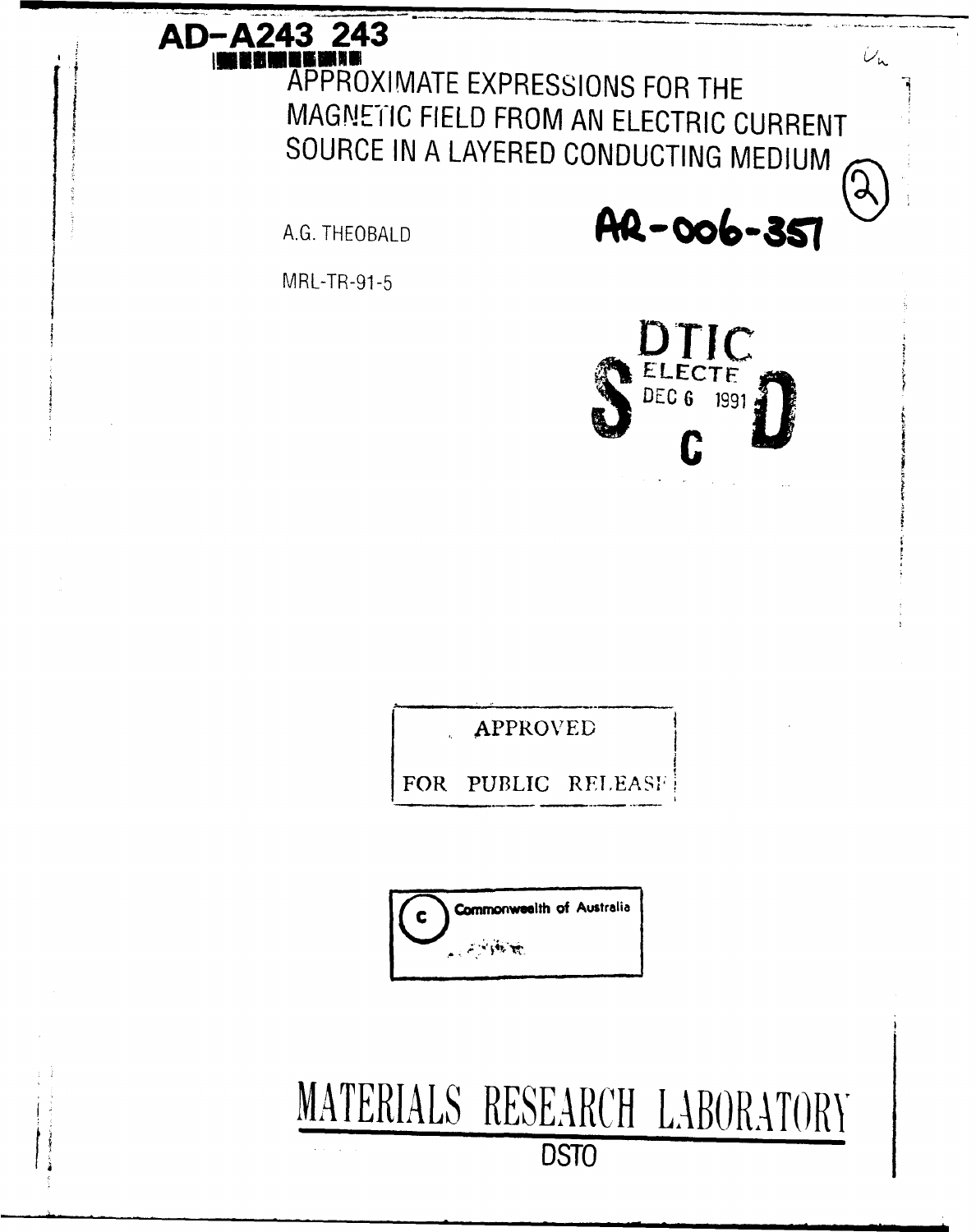AD-A243 243

# APPROXIMATE EXPRESSIONS FOR THE MAGNETIC FIELD FROM AN ELECTRIC CURRENT SOURCE IN A LAYERED CONDUCTING MEDIUM

A.G. THEOBALD

AR-006-351

MRL-TR-91-5

DTIC ELECTE DEC 6 1991 S C D

APPROVED FOR PUBLIC RELEASE

© Commonwealth of Australia

# MATERIALS RESEARCH LABORATORY

DSTO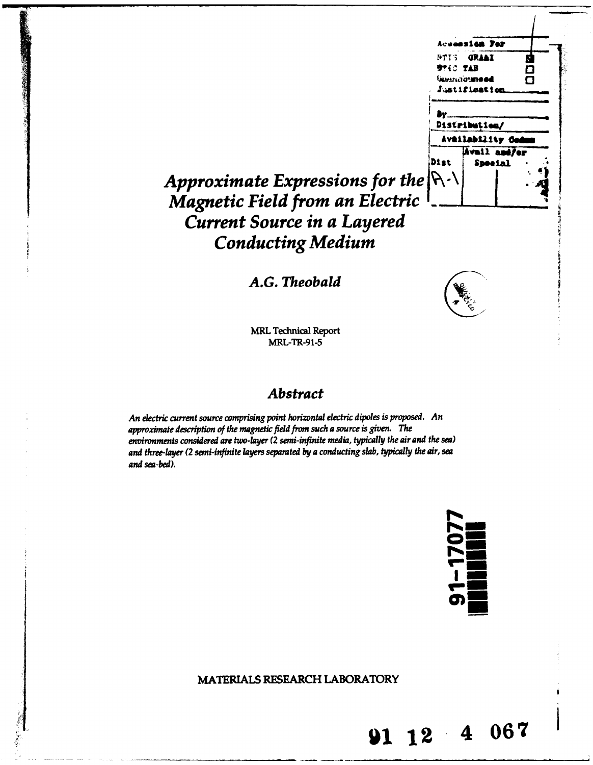# Approximate Expressions for the Magnetic Field from an Electric Current Source in a Layered Conducting Medium

*A.G. Theobald*

MRL Technical Report
MRL-TR-91-5

## Abstract

*An electric current source comprising point horizontal electric dipoles is proposed. An approximate description of the magnetic field from such a source is given. The environments considered are two-layer (2 semi-infinite media, typically the air and the sea) and three-layer (2 semi-infinite layers separated by a conducting slab, typically the air, sea and sea-bed).*

MATERIALS RESEARCH LABORATORY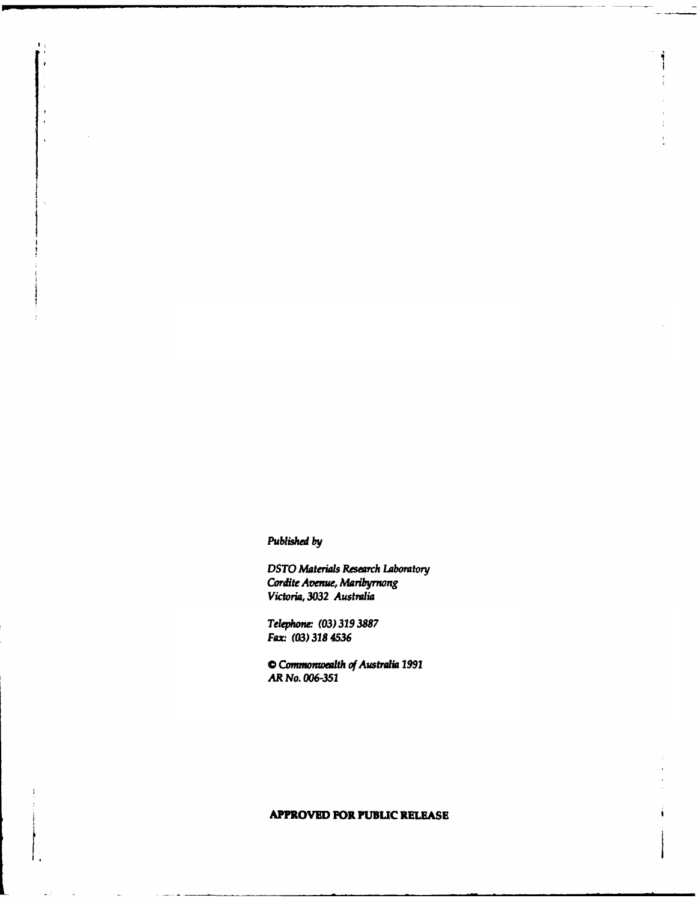*Published by*

*DSTO Materials Research Laboratory*
*Cordite Avenue, Maribyrnong*
*Victoria, 3032 Australia*

*Telephone: (03) 319 3887*
*Fax: (03) 318 4536*

*© Commonwealth of Australia 1991*
*AR No. 006-351*

**APPROVED FOR PUBLIC RELEASE**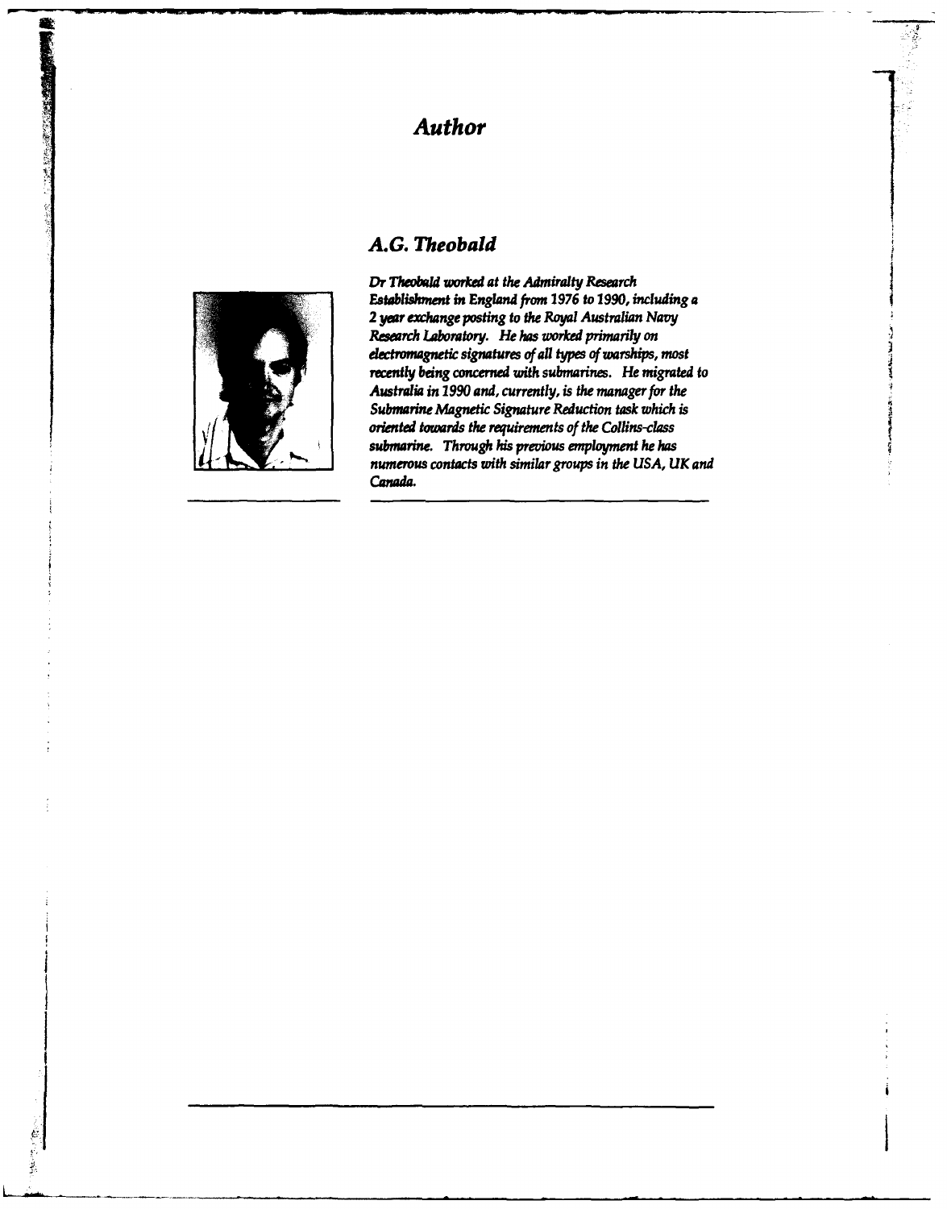# Author

## A.G. Theobald

*Dr Theobald worked at the Admiralty Research Establishment in England from 1976 to 1990, including a 2 year exchange posting to the Royal Australian Navy Research Laboratory. He has worked primarily on electromagnetic signatures of all types of warships, most recently being concerned with submarines. He migrated to Australia in 1990 and, currently, is the manager for the Submarine Magnetic Signature Reduction task which is oriented towards the requirements of the Collins-class submarine. Through his previous employment he has numerous contacts with similar groups in the USA, UK and Canada.*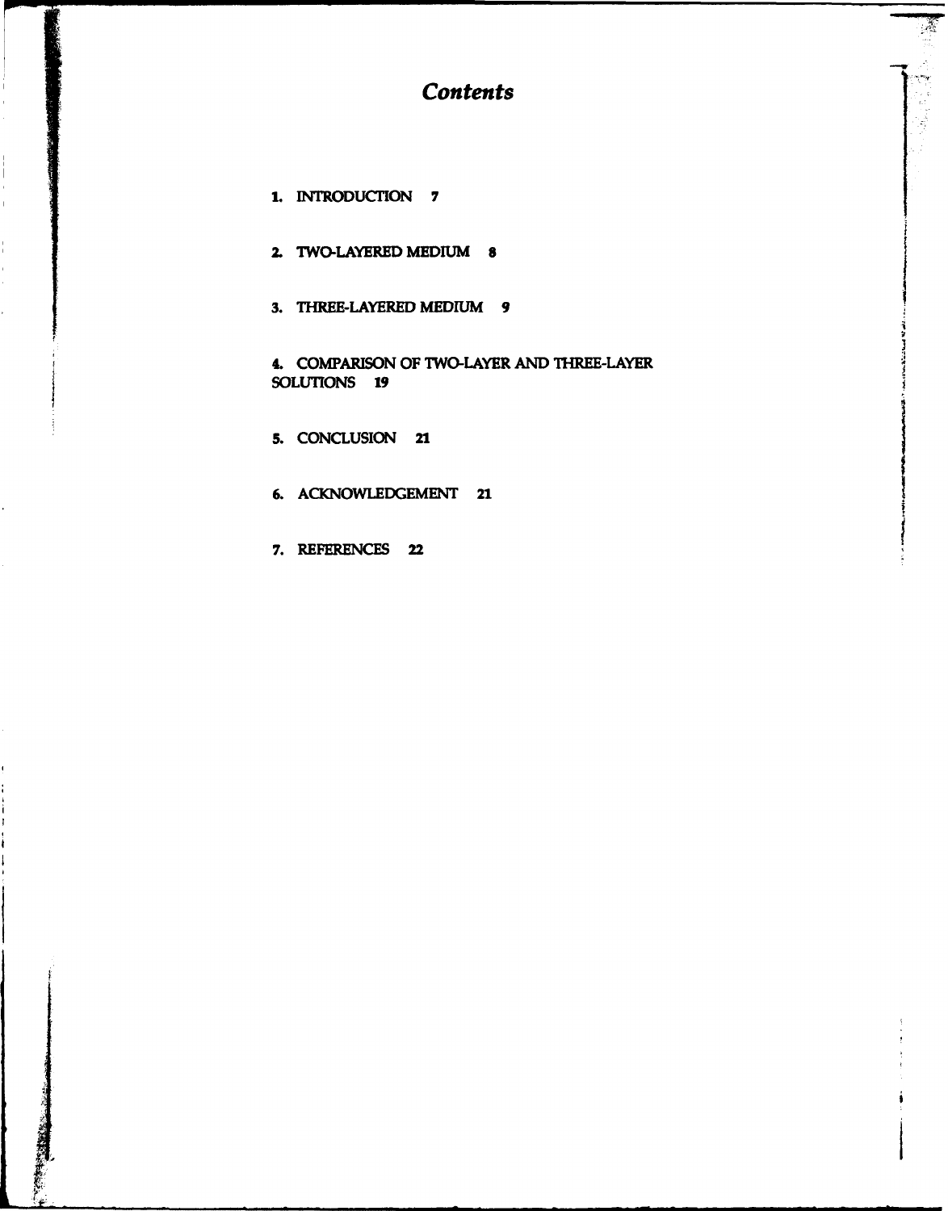# *Contents*

1. INTRODUCTION 7

2. TWO-LAYERED MEDIUM 8

3. THREE-LAYERED MEDIUM 9

4. COMPARISON OF TWO-LAYER AND THREE-LAYER SOLUTIONS 19

5. CONCLUSION 21

6. ACKNOWLEDGEMENT 21

7. REFERENCES 22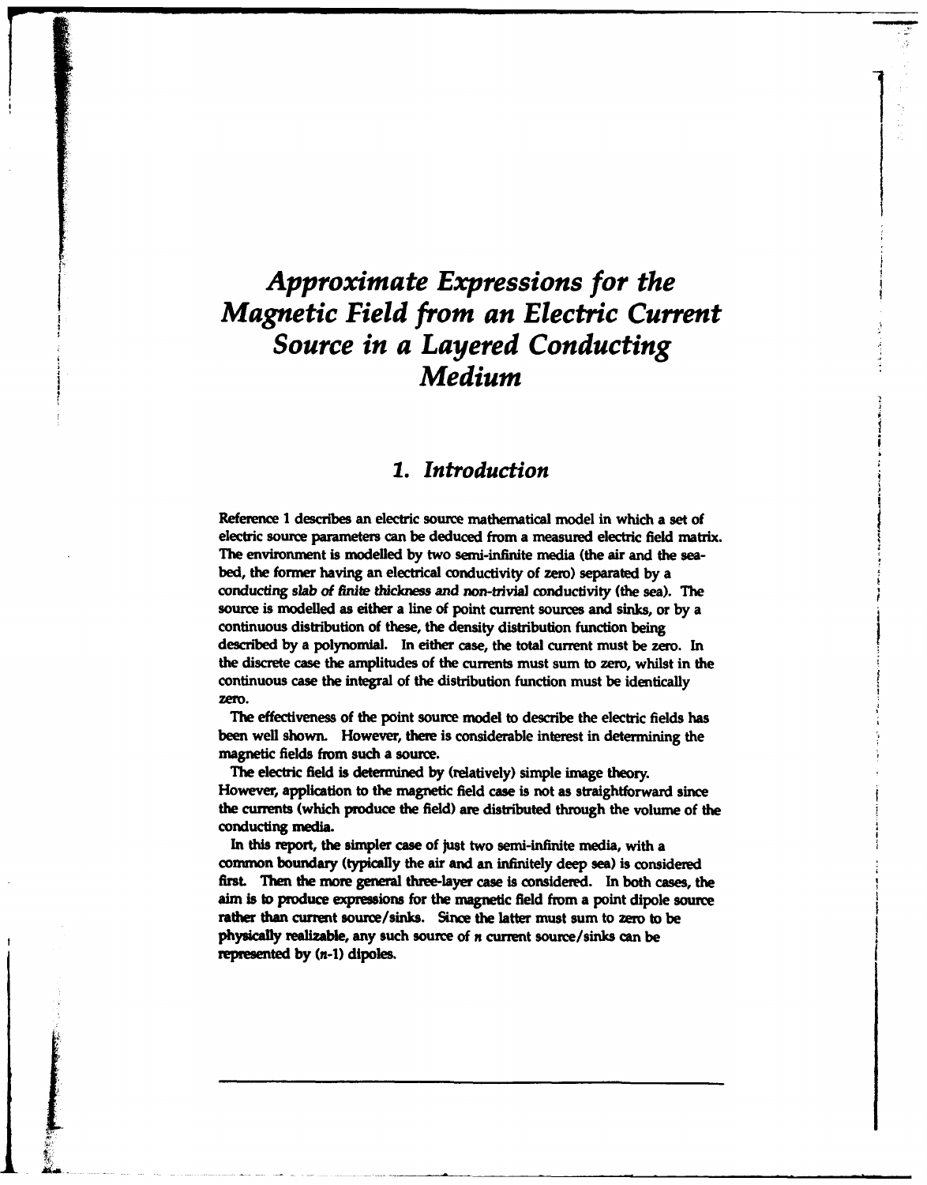# *Approximate Expressions for the Magnetic Field from an Electric Current Source in a Layered Conducting Medium*

## *1. Introduction*

Reference 1 describes an electric source mathematical model in which a set of electric source parameters can be deduced from a measured electric field matrix. The environment is modelled by two semi-infinite media (the air and the sea-bed, the former having an electrical conductivity of zero) separated by a conducting *slab of finite thickness and non-trivial* conductivity (the sea). The source is modelled as either a line of point current sources and sinks, or by a continuous distribution of these, the density distribution function being described by a polynomial. In either case, the total current must be zero. In the discrete case the amplitudes of the currents must sum to zero, whilst in the continuous case the integral of the distribution function must be identically zero.

The effectiveness of the point source model to describe the electric fields has been well shown. However, there is considerable interest in determining the magnetic fields from such a source.

The electric field is determined by (relatively) simple image theory. However, application to the magnetic field case is not as straightforward since the currents (which produce the field) are distributed through the volume of the conducting media.

In this report, the simpler case of just two semi-infinite media, with a common boundary (typically the air and an infinitely deep sea) is considered first. Then the more general three-layer case is considered. In both cases, the aim is to produce expressions for the magnetic field from a point dipole source rather than current source/sinks. Since the latter must sum to zero to be physically realizable, any such source of $n$ current source/sinks can be represented by ($n$-1) dipoles.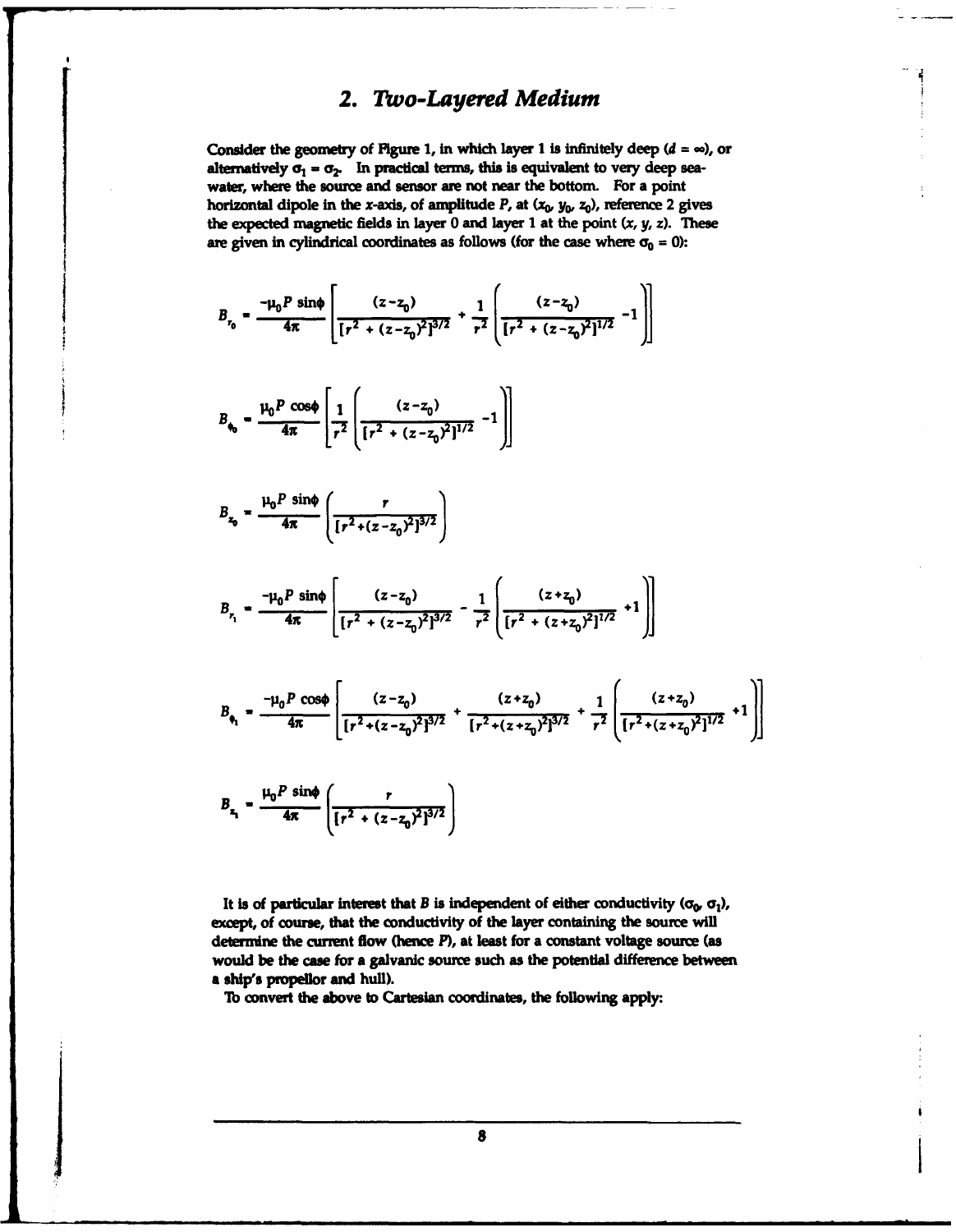## 2. Two-Layered Medium

Consider the geometry of Figure 1, in which layer 1 is infinitely deep ($d = \infty$), or alternatively $\sigma_1 = \sigma_2$. In practical terms, this is equivalent to very deep seawater, where the source and sensor are not near the bottom. For a point horizontal dipole in the $x$-axis, of amplitude $P$, at $(x_0, y_0, z_0)$, reference 2 gives the expected magnetic fields in layer 0 and layer 1 at the point $(x, y, z)$. These are given in cylindrical coordinates as follows (for the case where $\sigma_0 = 0$):

$$B_{r_0} = \frac{-\mu_0 P \sin\phi}{4\pi}\left[\frac{(z-z_0)}{[r^2+(z-z_0)^2]^{3/2}} + \frac{1}{r^2}\left(\frac{(z-z_0)}{[r^2+(z-z_0)^2]^{1/2}} - 1\right)\right]$$

$$B_{\phi_0} = \frac{\mu_0 P \cos\phi}{4\pi}\left[\frac{1}{r^2}\left(\frac{(z-z_0)}{[r^2+(z-z_0)^2]^{1/2}} - 1\right)\right]$$

$$B_{z_0} = \frac{\mu_0 P \sin\phi}{4\pi}\left(\frac{r}{[r^2+(z-z_0)^2]^{3/2}}\right)$$

$$B_{r_1} = \frac{-\mu_0 P \sin\phi}{4\pi}\left[\frac{(z-z_0)}{[r^2+(z-z_0)^2]^{3/2}} - \frac{1}{r^2}\left(\frac{(z+z_0)}{[r^2+(z+z_0)^2]^{1/2}} + 1\right)\right]$$

$$B_{\phi_1} = \frac{-\mu_0 P \cos\phi}{4\pi}\left[\frac{(z-z_0)}{[r^2+(z-z_0)^2]^{3/2}} + \frac{(z+z_0)}{[r^2+(z+z_0)^2]^{3/2}} + \frac{1}{r^2}\left(\frac{(z+z_0)}{[r^2+(z+z_0)^2]^{1/2}} + 1\right)\right]$$

$$B_{z_1} = \frac{\mu_0 P \sin\phi}{4\pi}\left(\frac{r}{[r^2+(z-z_0)^2]^{3/2}}\right)$$

It is of particular interest that $B$ is independent of either conductivity ($\sigma_0$, $\sigma_1$), except, of course, that the conductivity of the layer containing the source will determine the current flow (hence $P$), at least for a constant voltage source (as would be the case for a galvanic source such as the potential difference between a ship's propellor and hull).

To convert the above to Cartesian coordinates, the following apply: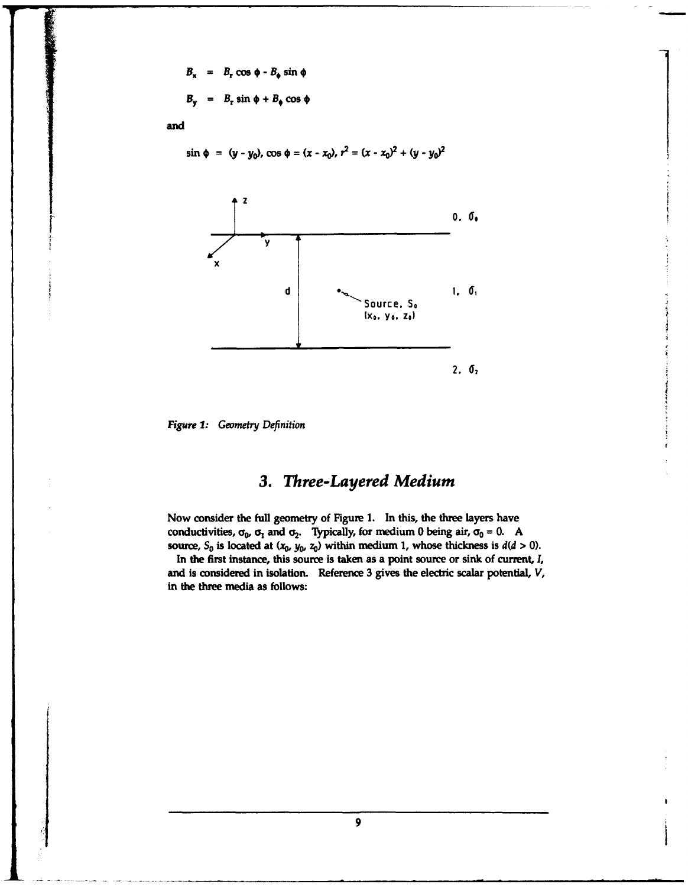$$B_x = B_r \cos\phi - B_\phi \sin\phi$$

$$B_y = B_r \sin\phi + B_\phi \cos\phi$$

and

$$\sin\phi = (y - y_0),\ \cos\phi = (x - x_0),\ r^2 = (x - x_0)^2 + (y - y_0)^2$$

*Figure 1: Geometry Definition*

## 3. Three-Layered Medium

Now consider the full geometry of Figure 1. In this, the three layers have conductivities, $\sigma_0$, $\sigma_1$ and $\sigma_2$. Typically, for medium 0 being air, $\sigma_0 = 0$. A source, $S_0$ is located at $(x_0, y_0, z_0)$ within medium 1, whose thickness is $d (d > 0)$.

In the first instance, this source is taken as a point source or sink of current, $I$, and is considered in isolation. Reference 3 gives the electric scalar potential, $V$, in the three media as follows: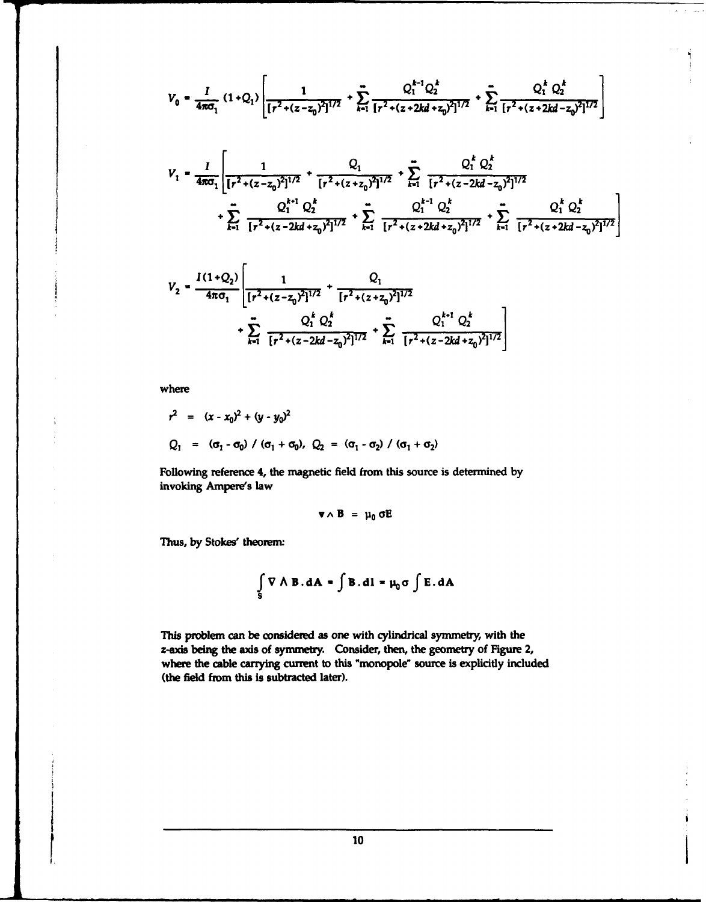$$V_0 = \frac{I}{4\pi\sigma_1}(1+Q_1)\left[\frac{1}{[r^2+(z-z_0)^2]^{1/2}} + \sum_{k=1}^{\infty}\frac{Q_1^{k-1}Q_2^k}{[r^2+(z+2kd+z_0)^2]^{1/2}} + \sum_{k=1}^{\infty}\frac{Q_1^k\,Q_2^k}{[r^2+(z+2kd-z_0)^2]^{1/2}}\right]$$

$$V_1 = \frac{I}{4\pi\sigma_1}\left[\frac{1}{[r^2+(z-z_0)^2]^{1/2}} + \frac{Q_1}{[r^2+(z+z_0)^2]^{1/2}} + \sum_{k=1}^{\infty}\frac{Q_1^k\,Q_2^k}{[r^2+(z-2kd-z_0)^2]^{1/2}}\right.$$
$$\left. + \sum_{k=1}^{\infty}\frac{Q_1^{k+1}\,Q_2^k}{[r^2+(z-2kd+z_0)^2]^{1/2}} + \sum_{k=1}^{\infty}\frac{Q_1^{k-1}\,Q_2^k}{[r^2+(z+2kd+z_0)^2]^{1/2}} + \sum_{k=1}^{\infty}\frac{Q_1^k\,Q_2^k}{[r^2+(z+2kd-z_0)^2]^{1/2}}\right]$$

$$V_2 = \frac{I(1+Q_2)}{4\pi\sigma_1}\left[\frac{1}{[r^2+(z-z_0)^2]^{1/2}} + \frac{Q_1}{[r^2+(z+z_0)^2]^{1/2}}\right.$$
$$\left. + \sum_{k=1}^{\infty}\frac{Q_1^k\,Q_2^k}{[r^2+(z-2kd-z_0)^2]^{1/2}} + \sum_{k=1}^{\infty}\frac{Q_1^{k+1}\,Q_2^k}{[r^2+(z-2kd+z_0)^2]^{1/2}}\right]$$

where

$$r^2 = (x - x_0)^2 + (y - y_0)^2$$

$$Q_1 = (\sigma_1 - \sigma_0) / (\sigma_1 + \sigma_0), \quad Q_2 = (\sigma_1 - \sigma_2) / (\sigma_1 + \sigma_2)$$

Following reference 4, the magnetic field from this source is determined by invoking Ampere's law

$$\nabla \wedge \mathbf{B} = \mu_0 \sigma \mathbf{E}$$

Thus, by Stokes' theorem:

$$\int_S \nabla \wedge \mathbf{B}.d\mathbf{A} = \int \mathbf{B}.d\mathbf{l} = \mu_0 \sigma \int \mathbf{E}.d\mathbf{A}$$

This problem can be considered as one with cylindrical symmetry, with the z-axis being the axis of symmetry. Consider, then, the geometry of Figure 2, where the cable carrying current to this "monopole" source is explicitly included (the field from this is subtracted later).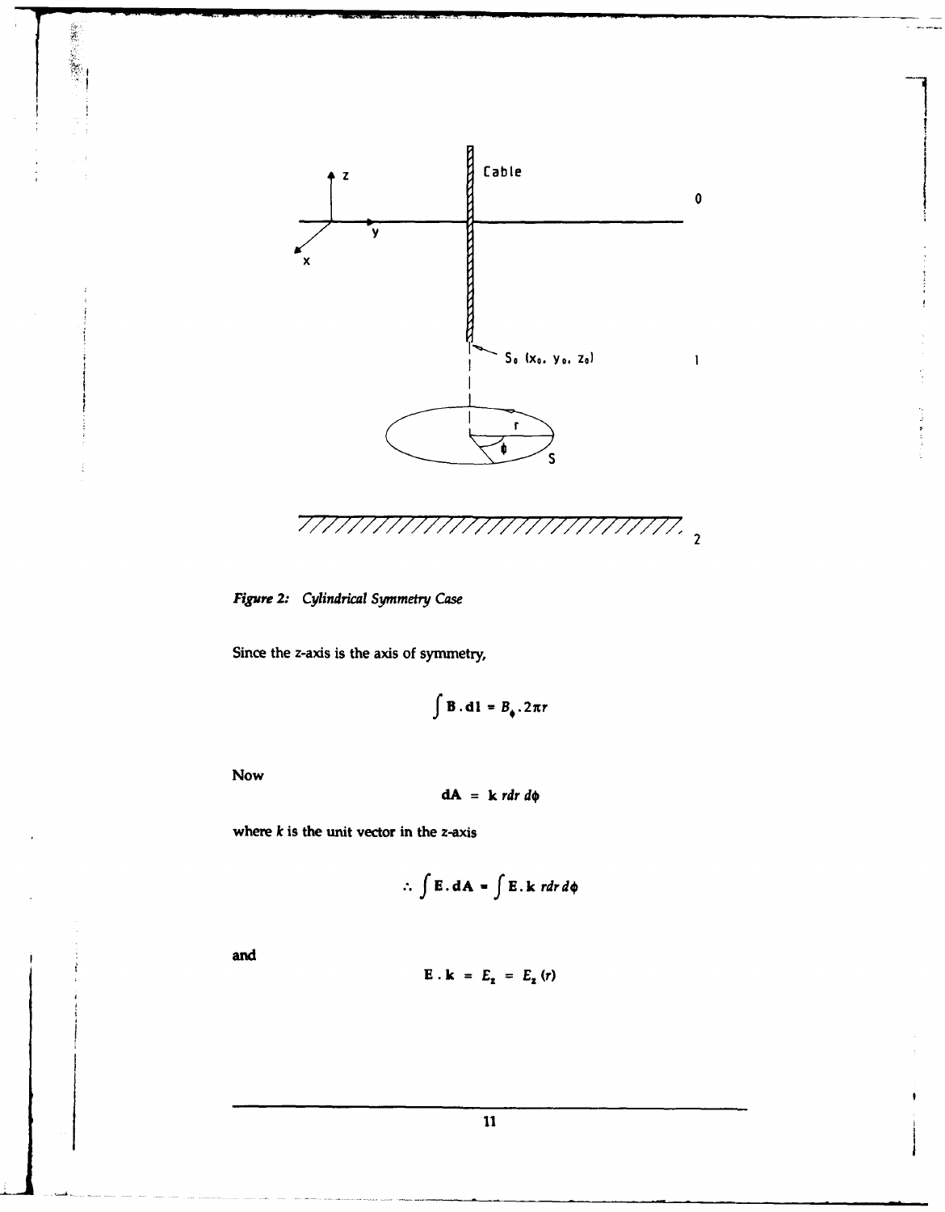Figure 2: *Cylindrical Symmetry Case*

Since the z-axis is the axis of symmetry,

$$\int \mathbf{B} . \mathbf{dl} = B_{\phi} . 2\pi r$$

Now

$$\mathbf{dA} = \mathbf{k}\, r dr\, d\phi$$

where $k$ is the unit vector in the z-axis

$$\therefore \int \mathbf{E} . \mathbf{dA} = \int \mathbf{E} . \mathbf{k}\, r dr\, d\phi$$

and

$$\mathbf{E} . \mathbf{k} = E_z = E_z (r)$$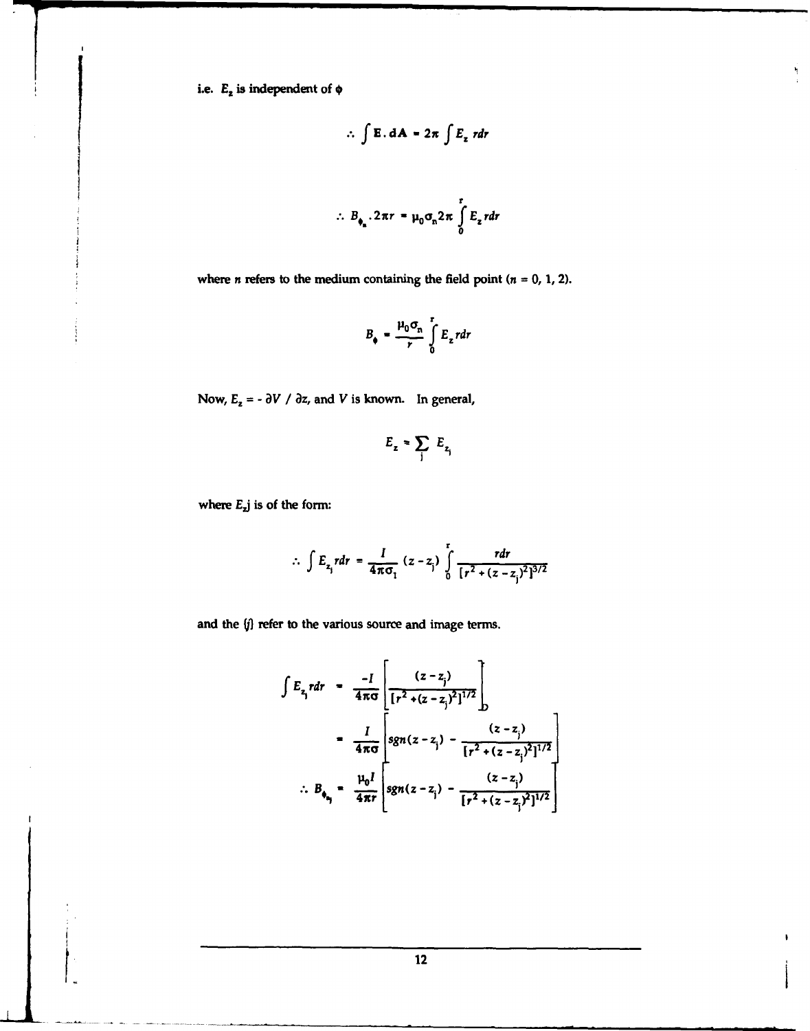i.e. $E_z$ is independent of $\phi$

$$\therefore \int \mathbf{E} . d\mathbf{A} = 2\pi \int E_z \, r dr$$

$$\therefore B_{\phi_n} . 2\pi r = \mu_0 \sigma_n 2\pi \int_0^r E_z \, r dr$$

where $n$ refers to the medium containing the field point ($n$ = 0, 1, 2).

$$B_\phi = \frac{\mu_0 \sigma_n}{r} \int_0^r E_z \, r dr$$

Now, $E_z = - \partial V / \partial z$, and $V$ is known. In general,

$$E_z = \sum_j E_{z_j}$$

where $E_z j$ is of the form:

$$\therefore \int E_{z_j} r dr = \frac{I}{4\pi\sigma_1} (z - z_j) \int_0^r \frac{r dr}{[r^2 + (z - z_j)^2]^{3/2}}$$

and the {j} refer to the various source and image terms.

$$\int E_{z_j} r dr = \frac{-I}{4\pi\sigma} \left[ \frac{(z - z_j)}{[r^2 + (z - z_j)^2]^{1/2}} \right]_0^r$$

$$= \frac{I}{4\pi\sigma} \left[ sgn(z - z_j) - \frac{(z - z_j)}{[r^2 + (z - z_j)^2]^{1/2}} \right]$$

$$\therefore B_{\phi_{n_j}} = \frac{\mu_0 I}{4\pi r} \left[ sgn(z - z_j) - \frac{(z - z_j)}{[r^2 + (z - z_j)^2]^{1/2}} \right]$$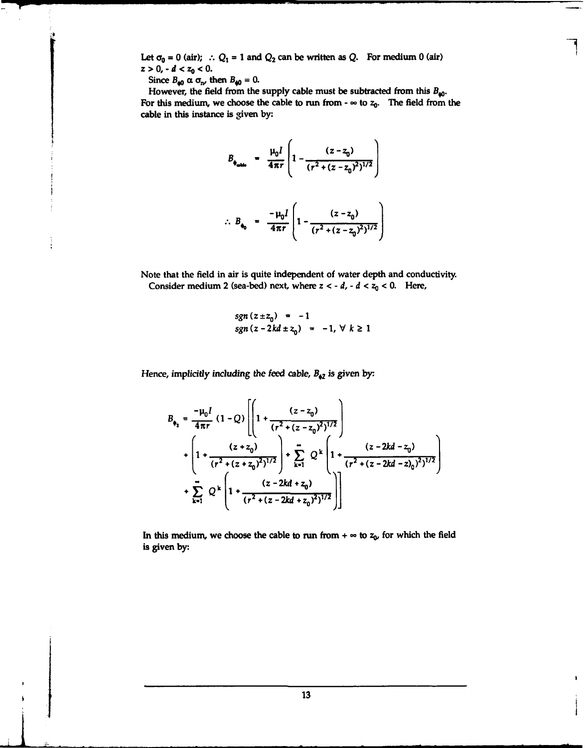Let $\sigma_0 = 0$ (air); $\therefore Q_1 = 1$ and $Q_2$ can be written as $Q$. For medium 0 (air) $z > 0, -d < z_0 < 0$.

Since $B_{\phi 0} \propto \sigma_n$, then $B_{\phi 0} = 0$.

However, the field from the supply cable must be subtracted from this $B_{\phi 0}$. For this medium, we choose the cable to run from $-\infty$ to $z_0$. The field from the cable in this instance is given by:

$$B_{\phi_{cable}} = \frac{\mu_0 I}{4\pi r}\left(1 - \frac{(z - z_0)}{(r^2 + (z - z_0)^2)^{1/2}}\right)$$

$$\therefore B_{\phi_0} = \frac{-\mu_0 I}{4\pi r}\left(1 - \frac{(z - z_0)}{(r^2 + (z - z_0)^2)^{1/2}}\right)$$

Note that the field in air is quite independent of water depth and conductivity.

Consider medium 2 (sea-bed) next, where $z < -d$, $-d < z_0 < 0$. Here,

$$sgn\,(z \pm z_0) = -1$$

$$sgn\,(z - 2kd \pm z_0) = -1, \;\forall\; k \geq 1$$

Hence, *implicitly including the feed cable*, $B_{\phi 2}$ is given by:

$$B_{\phi_2} = \frac{-\mu_0 I}{4\pi r}(1 - Q)\left[\left(1 + \frac{(z - z_0)}{(r^2 + (z - z_0)^2)^{1/2}}\right) + \left(1 + \frac{(z + z_0)}{(r^2 + (z + z_0)^2)^{1/2}}\right) + \sum_{k=1}^{\infty} Q^k \left(1 + \frac{(z - 2kd - z_0)}{(r^2 + (z - 2kd - z)_0)^2)^{1/2}}\right) + \sum_{k=1}^{\infty} Q^k \left(1 + \frac{(z - 2kd + z_0)}{(r^2 + (z - 2kd + z_0)^2)^{1/2}}\right)\right]$$

In this medium, we choose the cable to run from $+\infty$ to $z_0$, for which the field is given by: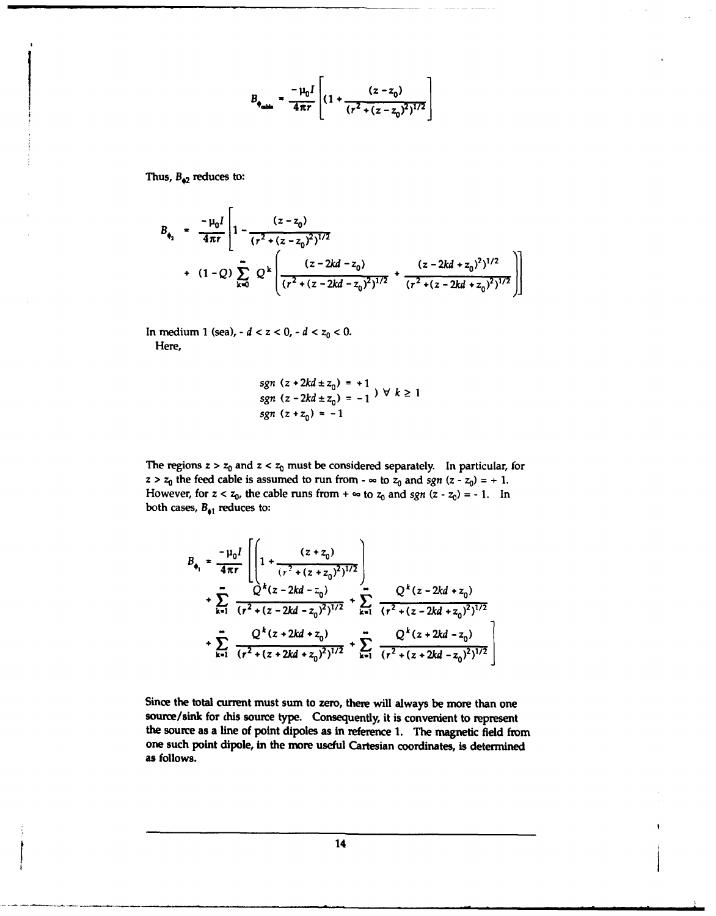$$B_{\phi_{cable}} = \frac{-\mu_0 I}{4\pi r}\left[(1 + \frac{(z - z_0)}{(r^2 + (z - z_0)^2)^{1/2}}\right]$$

Thus, $B_{\phi 2}$ reduces to:

$$B_{\phi_2} = \frac{-\mu_0 I}{4\pi r}\left[1 - \frac{(z - z_0)}{(r^2 + (z - z_0)^2)^{1/2}} + (1 - Q)\sum_{k=0}^{\infty} Q^k\left(\frac{(z - 2kd - z_0)}{(r^2 + (z - 2kd - z_0)^2)^{1/2}} + \frac{(z - 2kd + z_0)^2)^{1/2}}{(r^2 + (z - 2kd + z_0)^2)^{1/2}}\right)\right]$$

In medium 1 (sea), $-d < z < 0$, $-d < z_0 < 0$.
Here,

$$\left.\begin{aligned} sgn\ (z + 2kd \pm z_0) &= +1 \\ sgn\ (z - 2kd \pm z_0) &= -1 \end{aligned}\right) \ \forall\ k \geq 1$$
$$sgn\ (z + z_0) = -1$$

The regions $z > z_0$ and $z < z_0$ must be considered separately. In particular, for $z > z_0$ the feed cable is assumed to run from $-\infty$ to $z_0$ and $sgn\ (z - z_0) = +1$. However, for $z < z_0$, the cable runs from $+\infty$ to $z_0$ and $sgn\ (z - z_0) = -1$. In both cases, $B_{\phi 1}$ reduces to:

$$B_{\phi_1} = \frac{-\mu_0 I}{4\pi r}\left[\left(1 + \frac{(z + z_0)}{(r^2 + (z + z_0)^2)^{1/2}}\right) + \sum_{k=1}^{\infty} \frac{Q^k(z - 2kd - z_0)}{(r^2 + (z - 2kd - z_0)^2)^{1/2}} + \sum_{k=1}^{\infty} \frac{Q^k(z - 2kd + z_0)}{(r^2 + (z - 2kd + z_0)^2)^{1/2}} + \sum_{k=1}^{\infty} \frac{Q^k(z + 2kd + z_0)}{(r^2 + (z + 2kd + z_0)^2)^{1/2}} + \sum_{k=1}^{\infty} \frac{Q^k(z + 2kd - z_0)}{(r^2 + (z + 2kd - z_0)^2)^{1/2}}\right]$$

Since the total current must sum to zero, there will always be more than one source/sink for this source type. Consequently, it is convenient to represent the source as a line of point dipoles as in reference 1. The magnetic field from one such point dipole, in the more useful Cartesian coordinates, is determined as follows.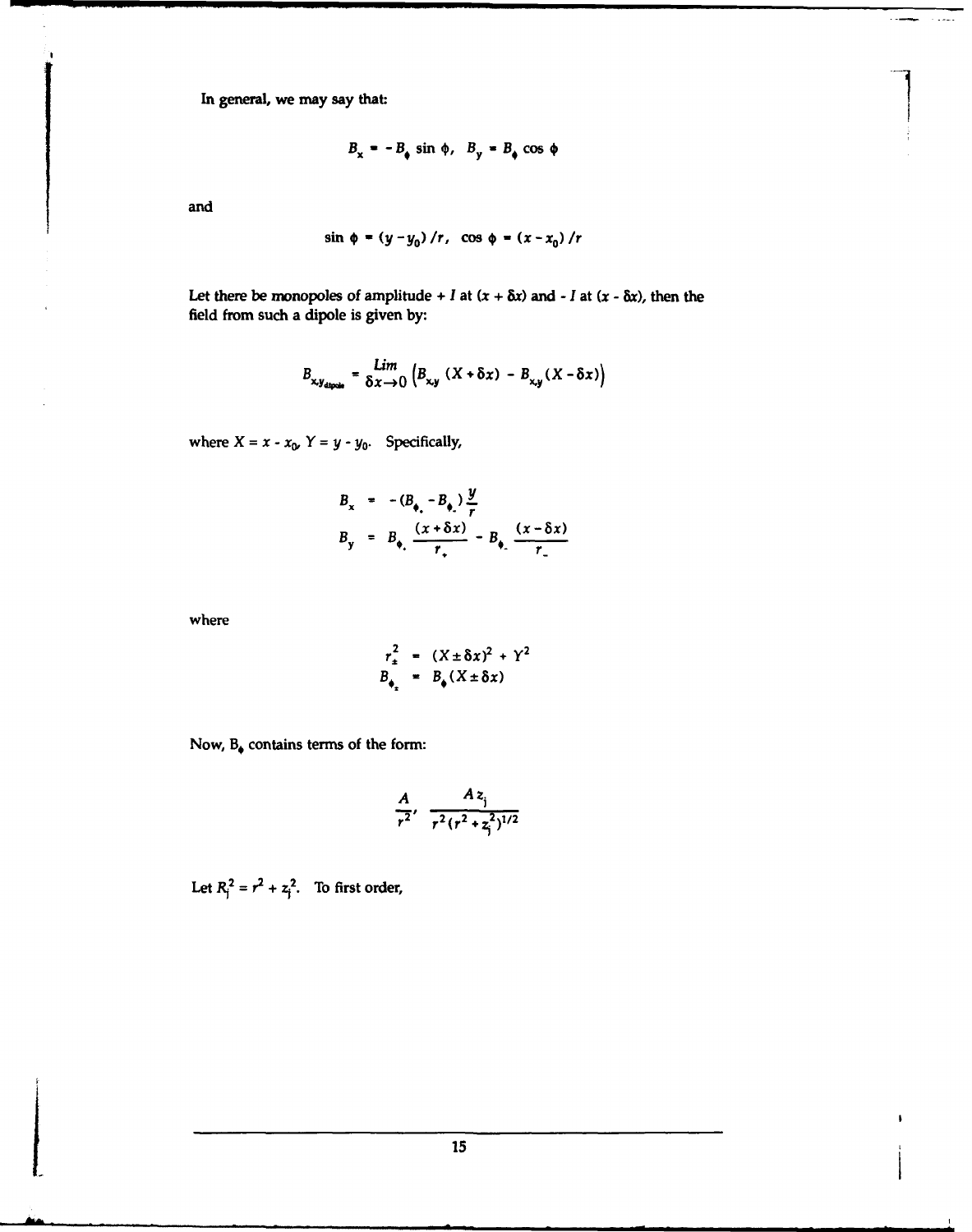In general, we may say that:

$$B_x = -B_\phi \sin\phi, \quad B_y = B_\phi \cos\phi$$

and

$$\sin\phi = (y - y_0)/r, \quad \cos\phi = (x - x_0)/r$$

Let there be monopoles of amplitude + $I$ at $(x + \delta x)$ and - $I$ at $(x - \delta x)$, then the field from such a dipole is given by:

$$B_{x,y_{dipole}} = \lim_{\delta x \to 0} \left( B_{x,y}(X + \delta x) - B_{x,y}(X - \delta x) \right)$$

where $X = x - x_0$, $Y = y - y_0$. Specifically,

$$\begin{aligned}
B_x &= -(B_{\phi_+} - B_{\phi_-})\frac{y}{r} \\
B_y &= B_{\phi_+}\frac{(x + \delta x)}{r_+} - B_{\phi_-}\frac{(x - \delta x)}{r_-}
\end{aligned}$$

where

$$\begin{aligned}
r_\pm^2 &= (X \pm \delta x)^2 + Y^2 \\
B_{\phi_\pm} &= B_\phi(X \pm \delta x)
\end{aligned}$$

Now, $B_\phi$ contains terms of the form:

$$\frac{A}{r^2}, \quad \frac{A z_j}{r^2 (r^2 + z_j^2)^{1/2}}$$

Let $R_j^2 = r^2 + z_j^2$. To first order,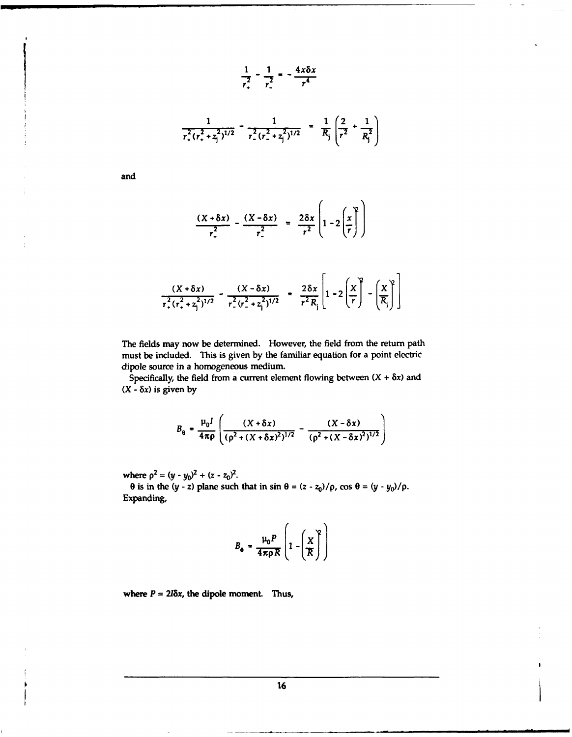$$\frac{1}{r_+^2} - \frac{1}{r_-^2} = -\frac{4x\delta x}{r^4}$$

$$\frac{1}{r_+^2(r_+^2+z_j^2)^{1/2}} - \frac{1}{r_-^2(r_-^2+z_j^2)^{1/2}} = \frac{1}{R_j}\left(\frac{2}{r^2} + \frac{1}{R_j^2}\right)$$

and

$$\frac{(X+\delta x)}{r_+^2} - \frac{(X-\delta x)}{r_-^2} = \frac{2\delta x}{r^2}\left(1 - 2\left(\frac{x}{r}\right)^2\right)$$

$$\frac{(X+\delta x)}{r_+^2(r_+^2+z_j^2)^{1/2}} - \frac{(X-\delta x)}{r_-^2(r_-^2+z_j^2)^{1/2}} = \frac{2\delta x}{r^2 R_j}\left[1 - 2\left(\frac{X}{r}\right)^2 - \left(\frac{X}{R_j}\right)^2\right]$$

The fields may now be determined. However, the field from the return path must be included. This is given by the familiar equation for a point electric dipole source in a homogeneous medium.

Specifically, the field from a current element flowing between $(X + \delta x)$ and $(X - \delta x)$ is given by

$$B_\theta = \frac{\mu_0 I}{4\pi\rho}\left(\frac{(X+\delta x)}{(\rho^2+(X+\delta x)^2)^{1/2}} - \frac{(X-\delta x)}{(\rho^2+(X-\delta x)^2)^{1/2}}\right)$$

where $\rho^2 = (y - y_0)^2 + (z - z_0)^2$.

$\theta$ is in the $(y - z)$ plane such that in $\sin\theta = (z - z_0)/\rho$, $\cos\theta = (y - y_0)/\rho$. Expanding,

$$B_\theta = \frac{\mu_0 P}{4\pi\rho R}\left(1 - \left(\frac{X}{R}\right)^2\right)$$

where $P = 2I\delta x$, the dipole moment. Thus,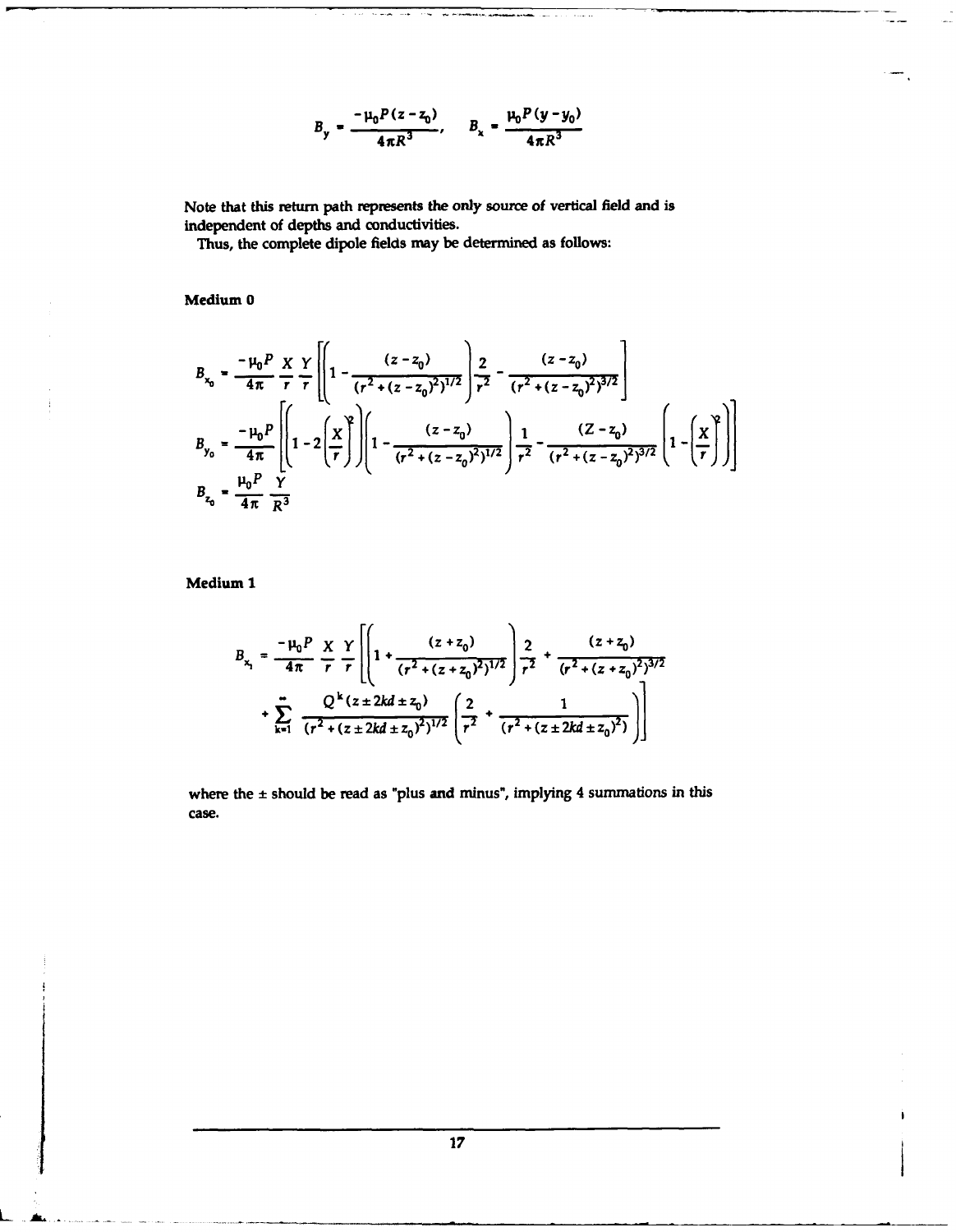$$B_y = \frac{-\mu_0 P (z - z_0)}{4\pi R^3}, \quad B_x = \frac{\mu_0 P (y - y_0)}{4\pi R^3}$$

Note that this return path represents the only source of vertical field and is independent of depths and conductivities.

Thus, the complete dipole fields may be determined as follows:

**Medium 0**

$$B_{x_0} = \frac{-\mu_0 P}{4\pi} \frac{X}{r} \frac{Y}{r} \left[ \left( 1 - \frac{(z - z_0)}{(r^2 + (z - z_0)^2)^{1/2}} \right) \frac{2}{r^2} - \frac{(z - z_0)}{(r^2 + (z - z_0)^2)^{3/2}} \right]$$

$$B_{y_0} = \frac{-\mu_0 P}{4\pi} \left[ \left( 1 - 2\left(\frac{X}{r}\right)^2 \right) \left( 1 - \frac{(z - z_0)}{(r^2 + (z - z_0)^2)^{1/2}} \right) \frac{1}{r^2} - \frac{(Z - z_0)}{(r^2 + (z - z_0)^2)^{3/2}} \left( 1 - \left(\frac{X}{r}\right)^2 \right) \right]$$

$$B_{z_0} = \frac{\mu_0 P}{4\pi} \frac{Y}{R^3}$$

**Medium 1**

$$B_{x_1} = \frac{-\mu_0 P}{4\pi} \frac{X}{r} \frac{Y}{r} \left[ \left( 1 + \frac{(z + z_0)}{(r^2 + (z + z_0)^2)^{1/2}} \right) \frac{2}{r^2} + \frac{(z + z_0)}{(r^2 + (z + z_0)^2)^{3/2}} \right.$$

$$\left. + \sum_{k=1}^{\infty} \frac{Q^k (z \pm 2kd \pm z_0)}{(r^2 + (z \pm 2kd \pm z_0)^2)^{1/2}} \left( \frac{2}{r^2} + \frac{1}{(r^2 + (z \pm 2kd \pm z_0)^2)} \right) \right]$$

where the ± should be read as "plus and minus", implying 4 summations in this case.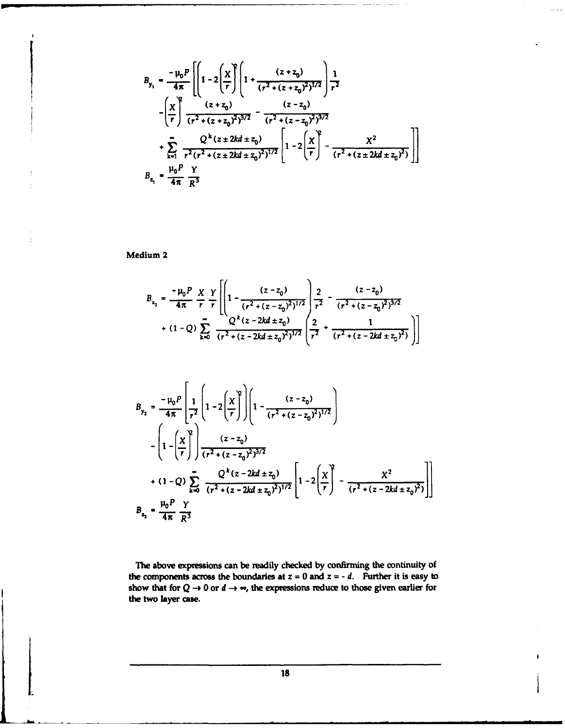$$B_{y_1} = \frac{-\mu_0 P}{4\pi}\left[\left(1 - 2\left(\frac{X}{r}\right)^2\left(1 + \frac{(z+z_0)}{(r^2+(z+z_0)^2)^{1/2}}\right)\frac{1}{r^2}\right.\right.$$

$$-\left(\frac{X}{r}\right)^2 \frac{(z+z_0)}{(r^2+(z+z_0)^2)^{3/2}} - \frac{(z-z_0)}{(r^2+(z-z_0)^2)^{3/2}}$$

$$\left.\left. + \sum_{k=1}^{\infty} \frac{Q^k(z \pm 2kd \pm z_0)}{r^2(r^2+(z \pm 2kd \pm z_0)^2)^{1/2}}\left[1 - 2\left(\frac{X}{r}\right)^2 - \frac{X^2}{(r^2+(z \pm 2kd \pm z_0)^2)}\right]\right]\right]$$

$$B_{z_1} = \frac{\mu_0 P}{4\pi}\frac{Y}{R^3}$$

**Medium 2**

$$B_{x_2} = \frac{-\mu_0 P}{4\pi}\frac{X}{r}\frac{Y}{r}\left[\left(1 - \frac{(z-z_0)}{(r^2+(z-z_0)^2)^{1/2}}\right)\frac{2}{r^2} - \frac{(z-z_0)}{(r^2+(z-z_0)^2)^{3/2}}\right.$$

$$\left. + (1-Q)\sum_{k=0}^{\infty} \frac{Q^k(z - 2kd \pm z_0)}{(r^2+(z - 2kd \pm z_0)^2)^{1/2}}\left(\frac{2}{r^2} + \frac{1}{(r^2+(z - 2kd \pm z_0)^2)}\right)\right]$$

$$B_{y_2} = \frac{-\mu_0 P}{4\pi}\left[\frac{1}{r^2}\left(1 - 2\left(\frac{X}{r}\right)^2\right)\left(1 - \frac{(z-z_0)}{(r^2+(z-z_0)^2)^{1/2}}\right)\right.$$

$$-\left(1 - \left(\frac{X}{r}\right)^2\right)\frac{(z-z_0)}{(r^2+(z-z_0)^2)^{3/2}}$$

$$\left. + (1-Q)\sum_{k=0}^{\infty} \frac{Q^k(z - 2kd \pm z_0)}{(r^2+(z - 2kd \pm z_0)^2)^{1/2}}\left[1 - 2\left(\frac{X}{r}\right)^2 - \frac{X^2}{(r^2+(z - 2kd \pm z_0)^2)}\right]\right]$$

$$B_{z_2} = \frac{\mu_0 P}{4\pi}\frac{Y}{R^3}$$

The above expressions can be readily checked by confirming the continuity of the components across the boundaries at $z = 0$ and $z = -d$. Further it is easy to show that for $Q \rightarrow 0$ or $d \rightarrow \infty$, the expressions reduce to those given earlier for the two layer case.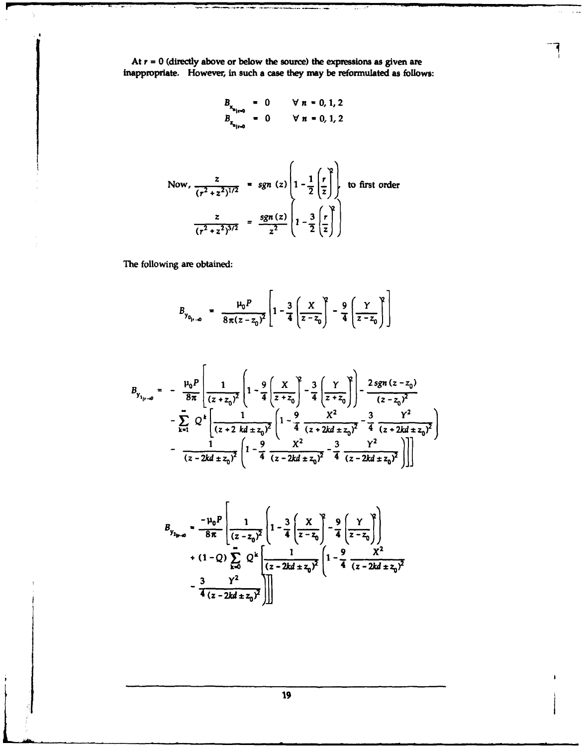At $r = 0$ (directly above or below the source) the expressions as given are inappropriate. However, in such a case they may be reformulated as follows:

$$B_{x_{n|r=0}} = 0 \qquad \forall\, n = 0, 1, 2$$

$$B_{z_{n|r=0}} = 0 \qquad \forall\, n = 0, 1, 2$$

$$\text{Now, } \frac{z}{(r^2 + z^2)^{1/2}} = sgn\,(z)\left(1 - \frac{1}{2}\left(\frac{r}{z}\right)^2\right), \text{ to first order}$$

$$\frac{z}{(r^2 + z^2)^{3/2}} = \frac{sgn\,(z)}{z^2}\left(1 - \frac{3}{2}\left(\frac{r}{z}\right)^2\right)$$

The following are obtained:

$$B_{y_{0|r\to 0}} = \frac{\mu_0 P}{8\pi(z - z_0)^2}\left[1 - \frac{3}{4}\left(\frac{X}{z - z_0}\right)^2 - \frac{9}{4}\left(\frac{Y}{z - z_0}\right)^2\right]$$

$$\begin{aligned}
B_{y_{1|r\to 0}} = -\frac{\mu_0 P}{8\pi}\Bigg[&\frac{1}{(z + z_0)^2}\left(1 - \frac{9}{4}\left(\frac{X}{z + z_0}\right)^2 - \frac{3}{4}\left(\frac{Y}{z + z_0}\right)^2\right) - \frac{2\, sgn\,(z - z_0)}{(z - z_0)^2} \\
&- \sum_{k=1}^{\infty} Q^k \Bigg[\frac{1}{(z + 2\,kd \pm z_0)^2}\left(1 - \frac{9}{4}\frac{X^2}{(z + 2kd \pm z_0)^2} - \frac{3}{4}\frac{Y^2}{(z + 2kd \pm z_0)^2}\right) \\
&- \frac{1}{(z - 2kd \pm z_0)^2}\left(1 - \frac{9}{4}\frac{X^2}{(z - 2kd \pm z_0)^2} - \frac{3}{4}\frac{Y^2}{(z - 2kd \pm z_0)^2}\right)\Bigg]\Bigg]
\end{aligned}$$

$$\begin{aligned}
B_{y_{2|r\to 0}} = \frac{-\mu_0 P}{8\pi}\Bigg[&\frac{1}{(z - z_0)^2}\left(1 - \frac{3}{4}\left(\frac{X}{z - z_0}\right)^2 - \frac{9}{4}\left(\frac{Y}{z - z_0}\right)^2\right) \\
&+ (1 - Q)\sum_{k=0}^{\infty} Q^k \Bigg[\frac{1}{(z - 2kd \pm z_0)^2}\left(1 - \frac{9}{4}\frac{X^2}{(z - 2kd \pm z_0)^2} \right. \\
&\left. - \frac{3}{4}\frac{Y^2}{(z - 2kd \pm z_0)^2}\right)\Bigg]\Bigg]
\end{aligned}$$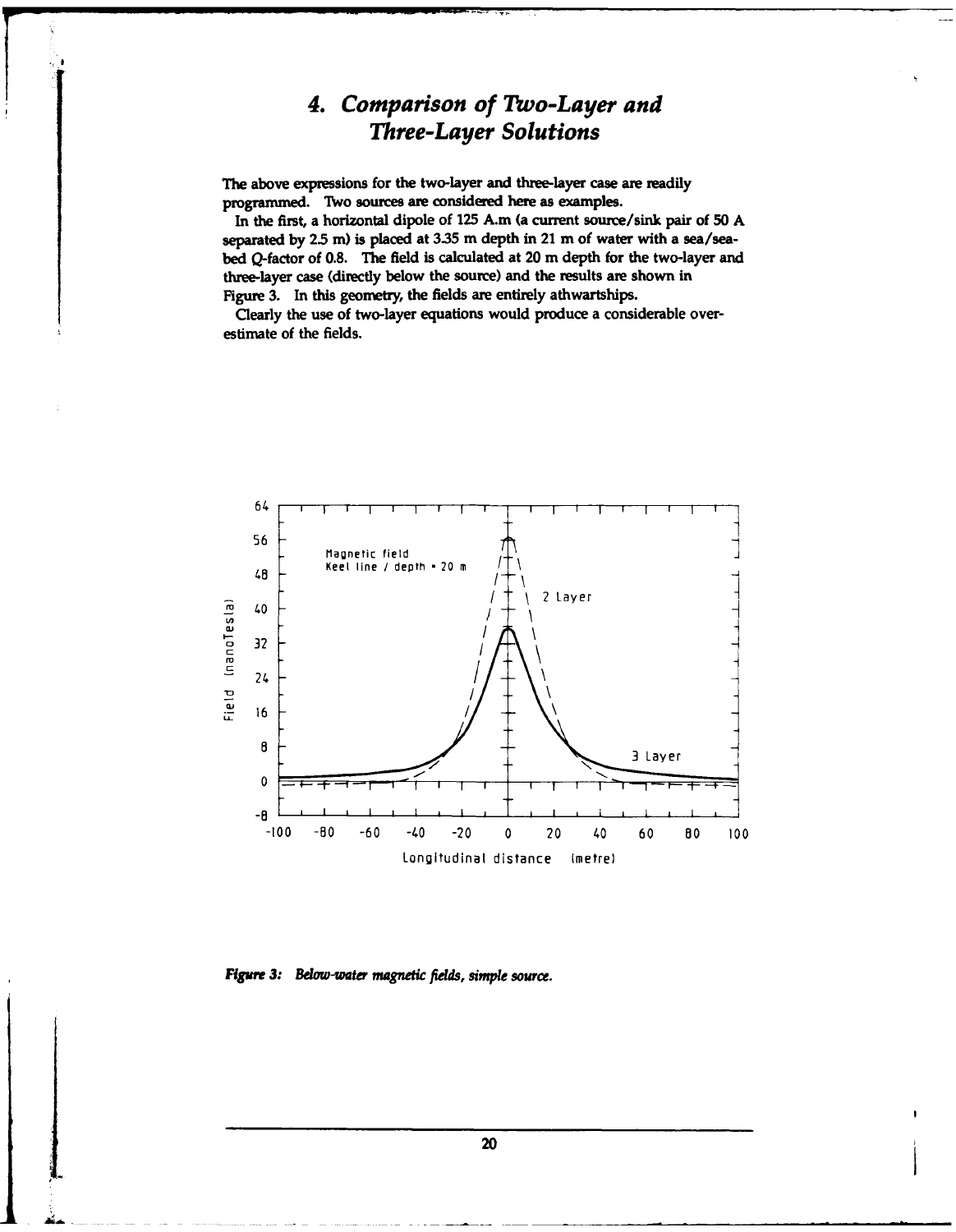# 4. Comparison of Two-Layer and Three-Layer Solutions

The above expressions for the two-layer and three-layer case are readily programmed. Two sources are considered here as examples.

In the first, a horizontal dipole of 125 A.m (a current source/sink pair of 50 A separated by 2.5 m) is placed at 3.35 m depth in 21 m of water with a sea/sea-bed Q-factor of 0.8. The field is calculated at 20 m depth for the two-layer and three-layer case (directly below the source) and the results are shown in Figure 3. In this geometry, the fields are entirely athwartships.

Clearly the use of two-layer equations would produce a considerable over-estimate of the fields.

***Figure 3:*** ***Below-water magnetic fields, simple source.***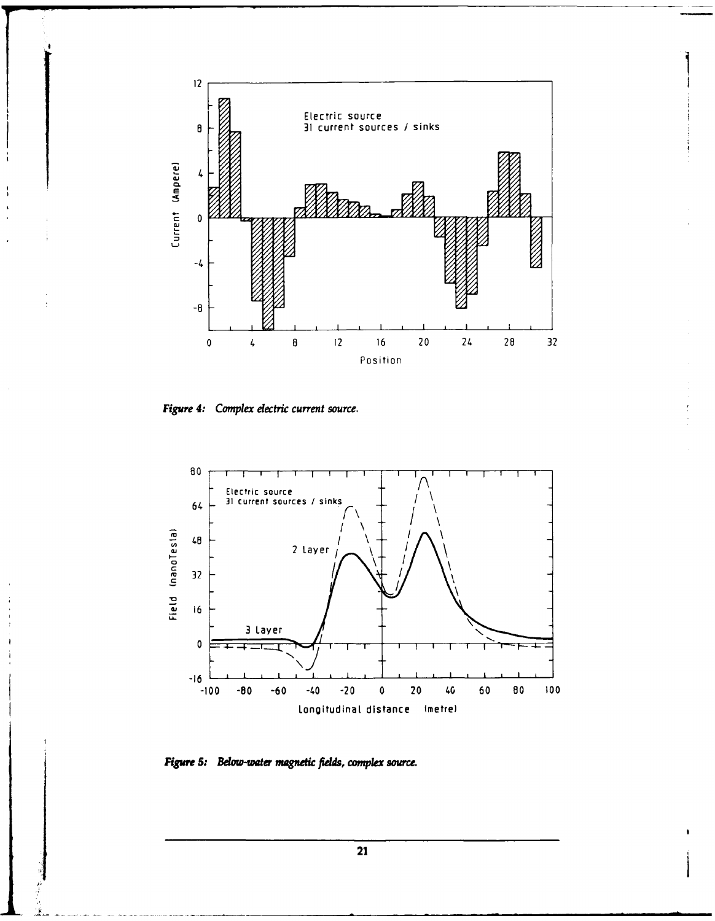Figure 4: Complex electric current source.

Figure 5: Below-water magnetic fields, complex source.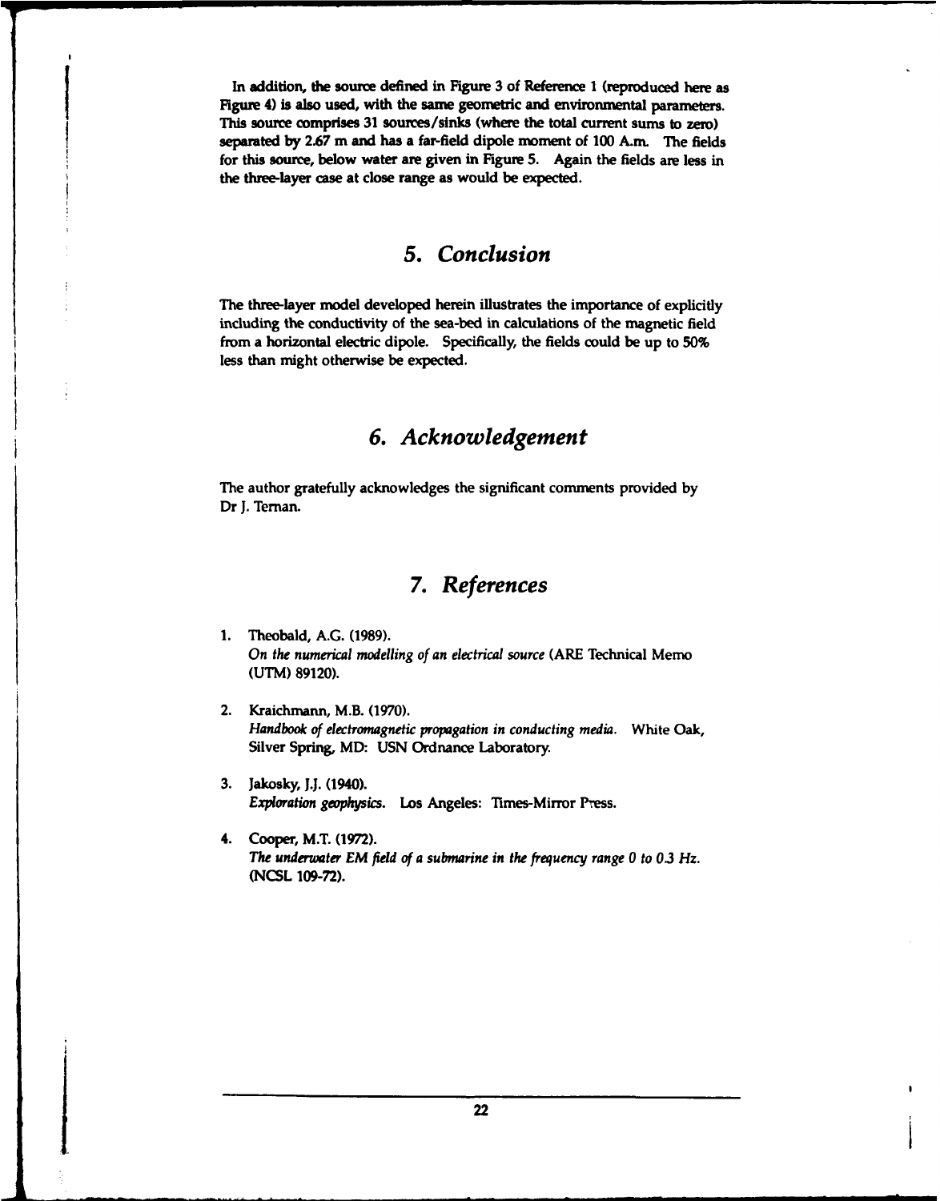In addition, the source defined in Figure 3 of Reference 1 (reproduced here as Figure 4) is also used, with the same geometric and environmental parameters. This source comprises 31 sources/sinks (where the total current sums to zero) separated by 2.67 m and has a far-field dipole moment of 100 A.m. The fields for this source, below water are given in Figure 5. Again the fields are less in the three-layer case at close range as would be expected.

## 5. Conclusion

The three-layer model developed herein illustrates the importance of explicitly including the conductivity of the sea-bed in calculations of the magnetic field from a horizontal electric dipole. Specifically, the fields could be up to 50% less than might otherwise be expected.

## 6. Acknowledgement

The author gratefully acknowledges the significant comments provided by Dr J. Ternan.

## 7. References

1. Theobald, A.G. (1989).
   *On the numerical modelling of an electrical source* (ARE Technical Memo (UTM) 89120).

2. Kraichmann, M.B. (1970).
   *Handbook of electromagnetic propagation in conducting media.* White Oak, Silver Spring, MD: USN Ordnance Laboratory.

3. Jakosky, J.J. (1940).
   *Exploration geophysics.* Los Angeles: Times-Mirror Press.

4. Cooper, M.T. (1972).
   *The underwater EM field of a submarine in the frequency range 0 to 0.3 Hz.* (NCSL 109-72).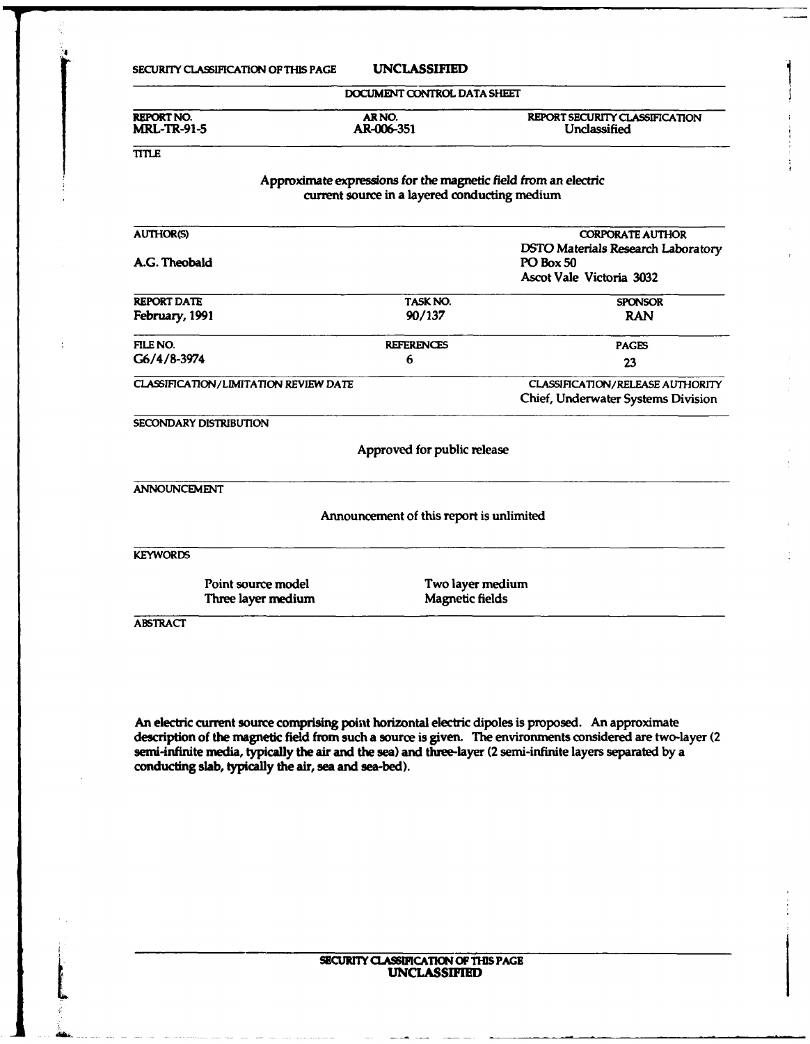SECURITY CLASSIFICATION OF THIS PAGE **UNCLASSIFIED**

**DOCUMENT CONTROL DATA SHEET**

| REPORT NO. | AR NO. | REPORT SECURITY CLASSIFICATION |
|---|---|---|
| MRL-TR-91-5 | AR-006-351 | Unclassified |

**TITLE**

Approximate expressions for the magnetic field from an electric current source in a layered conducting medium

| AUTHOR(S) | CORPORATE AUTHOR |
|---|---|
| A.G. Theobald | DSTO Materials Research Laboratory<br>PO Box 50<br>Ascot Vale Victoria 3032 |

| REPORT DATE | TASK NO. | SPONSOR |
|---|---|---|
| February, 1991 | 90/137 | RAN |

| FILE NO. | REFERENCES | PAGES |
|---|---|---|
| G6/4/8-3974 | 6 | 23 |

| CLASSIFICATION/LIMITATION REVIEW DATE | CLASSIFICATION/RELEASE AUTHORITY |
|---|---|
| | Chief, Underwater Systems Division |

**SECONDARY DISTRIBUTION**

Approved for public release

**ANNOUNCEMENT**

Announcement of this report is unlimited

**KEYWORDS**

| | |
|---|---|
| Point source model | Two layer medium |
| Three layer medium | Magnetic fields |

**ABSTRACT**

An electric current source comprising point horizontal electric dipoles is proposed. An approximate description of the magnetic field from such a source is given. The environments considered are two-layer (2 semi-infinite media, typically the air and the sea) and three-layer (2 semi-infinite layers separated by a conducting slab, typically the air, sea and sea-bed).

SECURITY CLASSIFICATION OF THIS PAGE
**UNCLASSIFIED**